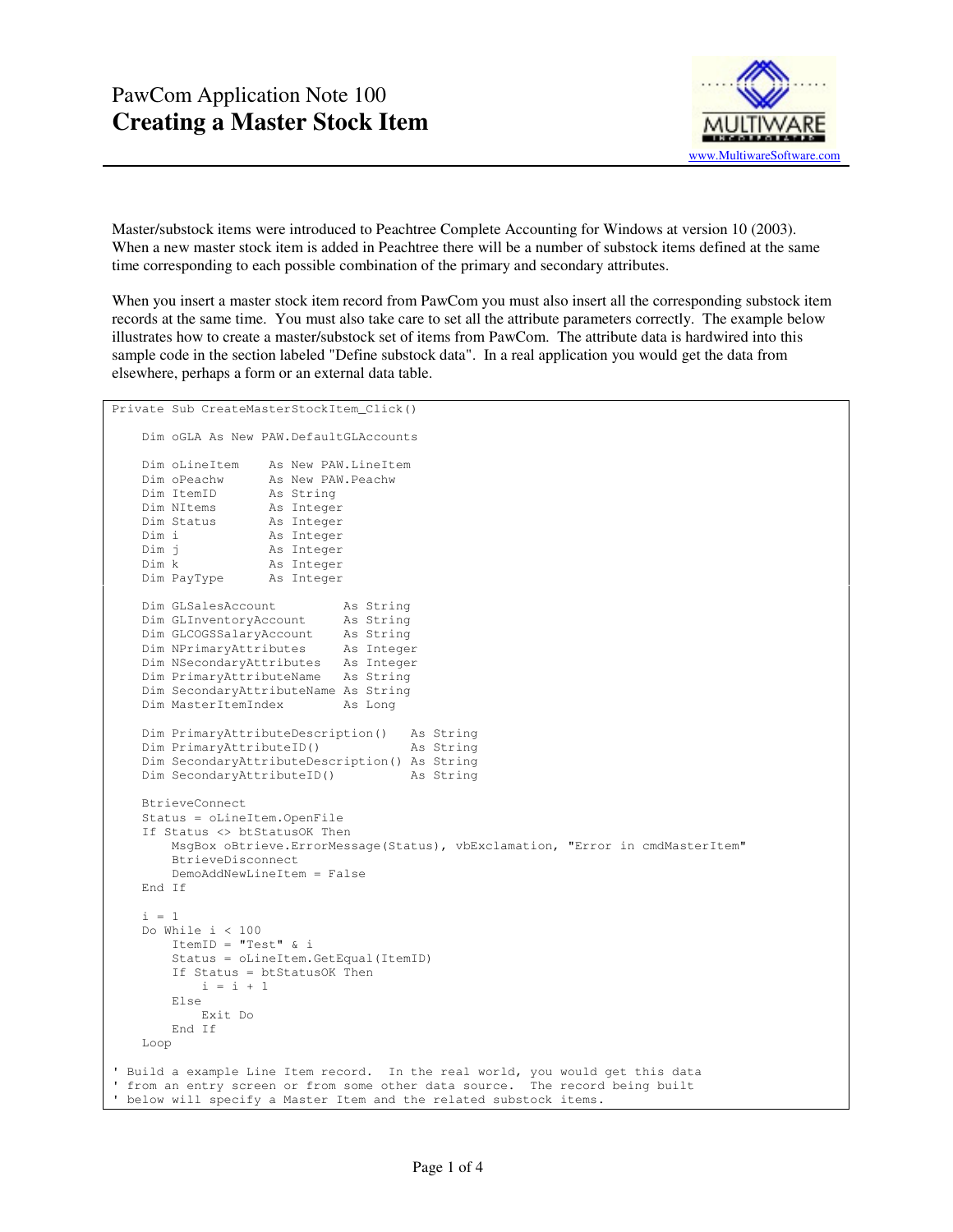# PawCom Application Note 100
# Creating a Master Stock Item

www.MultiwareSoftware.com

Master/substock items were introduced to Peachtree Complete Accounting for Windows at version 10 (2003). When a new master stock item is added in Peachtree there will be a number of substock items defined at the same time corresponding to each possible combination of the primary and secondary attributes.

When you insert a master stock item record from PawCom you must also insert all the corresponding substock item records at the same time. You must also take care to set all the attribute parameters correctly. The example below illustrates how to create a master/substock set of items from PawCom. The attribute data is hardwired into this sample code in the section labeled "Define substock data". In a real application you would get the data from elsewhere, perhaps a form or an external data table.

```
Private Sub CreateMasterStockItem_Click()

    Dim oGLA As New PAW.DefaultGLAccounts

    Dim oLineItem    As New PAW.LineItem
    Dim oPeachw      As New PAW.Peachw
    Dim ItemID       As String
    Dim NItems       As Integer
    Dim Status       As Integer
    Dim i            As Integer
    Dim j            As Integer
    Dim k            As Integer
    Dim PayType      As Integer

    Dim GLSalesAccount         As String
    Dim GLInventoryAccount     As String
    Dim GLCOGSSalaryAccount    As String
    Dim NPrimaryAttributes     As Integer
    Dim NSecondaryAttributes   As Integer
    Dim PrimaryAttributeName   As String
    Dim SecondaryAttributeName As String
    Dim MasterItemIndex        As Long

    Dim PrimaryAttributeDescription()   As String
    Dim PrimaryAttributeID()            As String
    Dim SecondaryAttributeDescription() As String
    Dim SecondaryAttributeID()          As String

    BtrieveConnect
    Status = oLineItem.OpenFile
    If Status <> btStatusOK Then
        MsgBox oBtrieve.ErrorMessage(Status), vbExclamation, "Error in cmdMasterItem"
        BtrieveDisconnect
        DemoAddNewLineItem = False
    End If

    i = 1
    Do While i < 100
        ItemID = "Test" & i
        Status = oLineItem.GetEqual(ItemID)
        If Status = btStatusOK Then
            i = i + 1
        Else
            Exit Do
        End If
    Loop

' Build a example Line Item record.  In the real world, you would get this data
' from an entry screen or from some other data source.  The record being built
' below will specify a Master Item and the related substock items.
```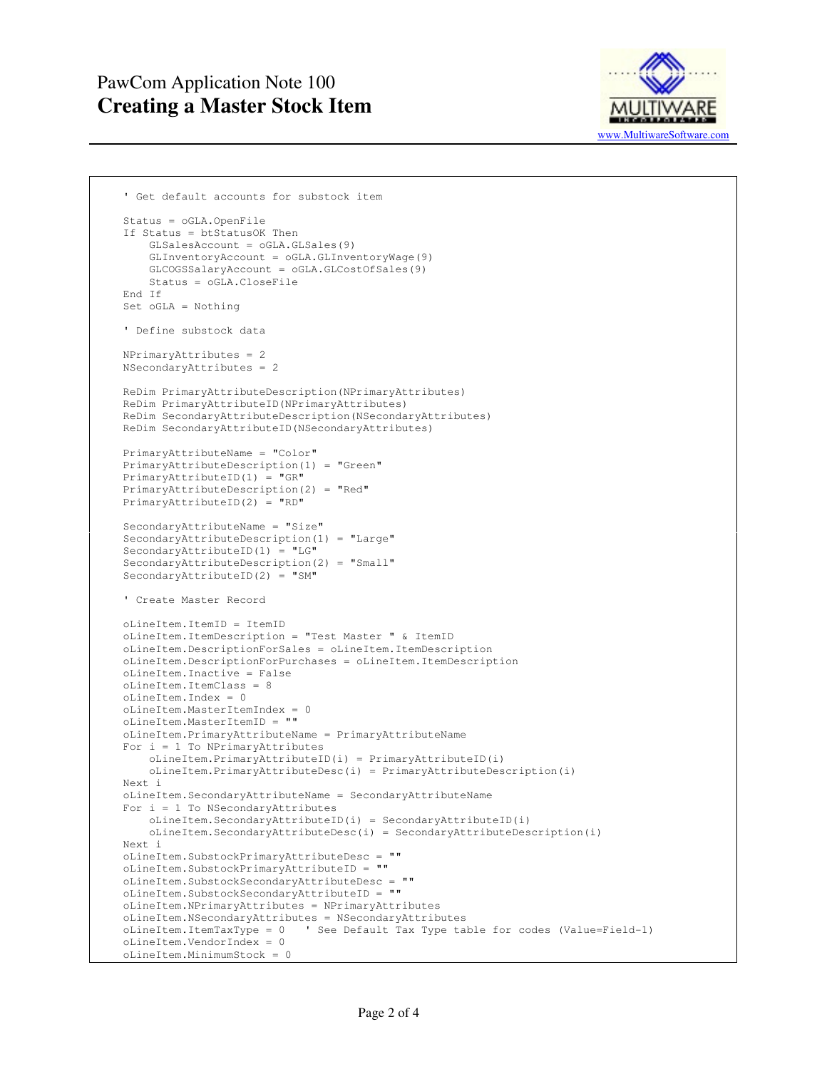```
' Get default accounts for substock item

Status = oGLA.OpenFile
If Status = btStatusOK Then
    GLSalesAccount = oGLA.GLSales(9)
    GLInventoryAccount = oGLA.GLInventoryWage(9)
    GLCOGSSalaryAccount = oGLA.GLCostOfSales(9)
    Status = oGLA.CloseFile
End If
Set oGLA = Nothing

' Define substock data

NPrimaryAttributes = 2
NSecondaryAttributes = 2

ReDim PrimaryAttributeDescription(NPrimaryAttributes)
ReDim PrimaryAttributeID(NPrimaryAttributes)
ReDim SecondaryAttributeDescription(NSecondaryAttributes)
ReDim SecondaryAttributeID(NSecondaryAttributes)

PrimaryAttributeName = "Color"
PrimaryAttributeDescription(1) = "Green"
PrimaryAttributeID(1) = "GR"
PrimaryAttributeDescription(2) = "Red"
PrimaryAttributeID(2) = "RD"

SecondaryAttributeName = "Size"
SecondaryAttributeDescription(1) = "Large"
SecondaryAttributeID(1) = "LG"
SecondaryAttributeDescription(2) = "Small"
SecondaryAttributeID(2) = "SM"

' Create Master Record

oLineItem.ItemID = ItemID
oLineItem.ItemDescription = "Test Master " & ItemID
oLineItem.DescriptionForSales = oLineItem.ItemDescription
oLineItem.DescriptionForPurchases = oLineItem.ItemDescription
oLineItem.Inactive = False
oLineItem.ItemClass = 8
oLineItem.Index = 0
oLineItem.MasterItemIndex = 0
oLineItem.MasterItemID = ""
oLineItem.PrimaryAttributeName = PrimaryAttributeName
For i = 1 To NPrimaryAttributes
    oLineItem.PrimaryAttributeID(i) = PrimaryAttributeID(i)
    oLineItem.PrimaryAttributeDesc(i) = PrimaryAttributeDescription(i)
Next i
oLineItem.SecondaryAttributeName = SecondaryAttributeName
For i = 1 To NSecondaryAttributes
    oLineItem.SecondaryAttributeID(i) = SecondaryAttributeID(i)
    oLineItem.SecondaryAttributeDesc(i) = SecondaryAttributeDescription(i)
Next i
oLineItem.SubstockPrimaryAttributeDesc = ""
oLineItem.SubstockPrimaryAttributeID = ""
oLineItem.SubstockSecondaryAttributeDesc = ""
oLineItem.SubstockSecondaryAttributeID = ""
oLineItem.NPrimaryAttributes = NPrimaryAttributes
oLineItem.NSecondaryAttributes = NSecondaryAttributes
oLineItem.ItemTaxType = 0   ' See Default Tax Type table for codes (Value=Field-1)
oLineItem.VendorIndex = 0
oLineItem.MinimumStock = 0
```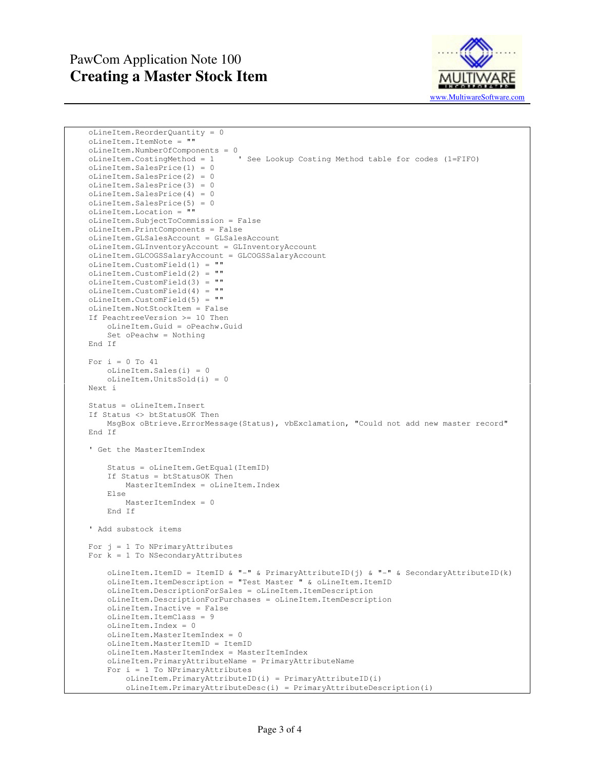```
    oLineItem.ReorderQuantity = 0
    oLineItem.ItemNote = ""
    oLineItem.NumberOfComponents = 0
    oLineItem.CostingMethod = 1     ' See Lookup Costing Method table for codes (1=FIFO)
    oLineItem.SalesPrice(1) = 0
    oLineItem.SalesPrice(2) = 0
    oLineItem.SalesPrice(3) = 0
    oLineItem.SalesPrice(4) = 0
    oLineItem.SalesPrice(5) = 0
    oLineItem.Location = ""
    oLineItem.SubjectToCommission = False
    oLineItem.PrintComponents = False
    oLineItem.GLSalesAccount = GLSalesAccount
    oLineItem.GLInventoryAccount = GLInventoryAccount
    oLineItem.GLCOGSSalaryAccount = GLCOGSSalaryAccount
    oLineItem.CustomField(1) = ""
    oLineItem.CustomField(2) = ""
    oLineItem.CustomField(3) = ""
    oLineItem.CustomField(4) = ""
    oLineItem.CustomField(5) = ""
    oLineItem.NotStockItem = False
    If PeachtreeVersion >= 10 Then
        oLineItem.Guid = oPeachw.Guid
        Set oPeachw = Nothing
    End If

    For i = 0 To 41
        oLineItem.Sales(i) = 0
        oLineItem.UnitsSold(i) = 0
    Next i

    Status = oLineItem.Insert
    If Status <> btStatusOK Then
        MsgBox oBtrieve.ErrorMessage(Status), vbExclamation, "Could not add new master record"
    End If

    ' Get the MasterItemIndex

        Status = oLineItem.GetEqual(ItemID)
        If Status = btStatusOK Then
            MasterItemIndex = oLineItem.Index
        Else
            MasterItemIndex = 0
        End If

    ' Add substock items

    For j = 1 To NPrimaryAttributes
    For k = 1 To NSecondaryAttributes

        oLineItem.ItemID = ItemID & "-" & PrimaryAttributeID(j) & "-" & SecondaryAttributeID(k)
        oLineItem.ItemDescription = "Test Master " & oLineItem.ItemID
        oLineItem.DescriptionForSales = oLineItem.ItemDescription
        oLineItem.DescriptionForPurchases = oLineItem.ItemDescription
        oLineItem.Inactive = False
        oLineItem.ItemClass = 9
        oLineItem.Index = 0
        oLineItem.MasterItemIndex = 0
        oLineItem.MasterItemID = ItemID
        oLineItem.MasterItemIndex = MasterItemIndex
        oLineItem.PrimaryAttributeName = PrimaryAttributeName
        For i = 1 To NPrimaryAttributes
            oLineItem.PrimaryAttributeID(i) = PrimaryAttributeID(i)
            oLineItem.PrimaryAttributeDesc(i) = PrimaryAttributeDescription(i)
```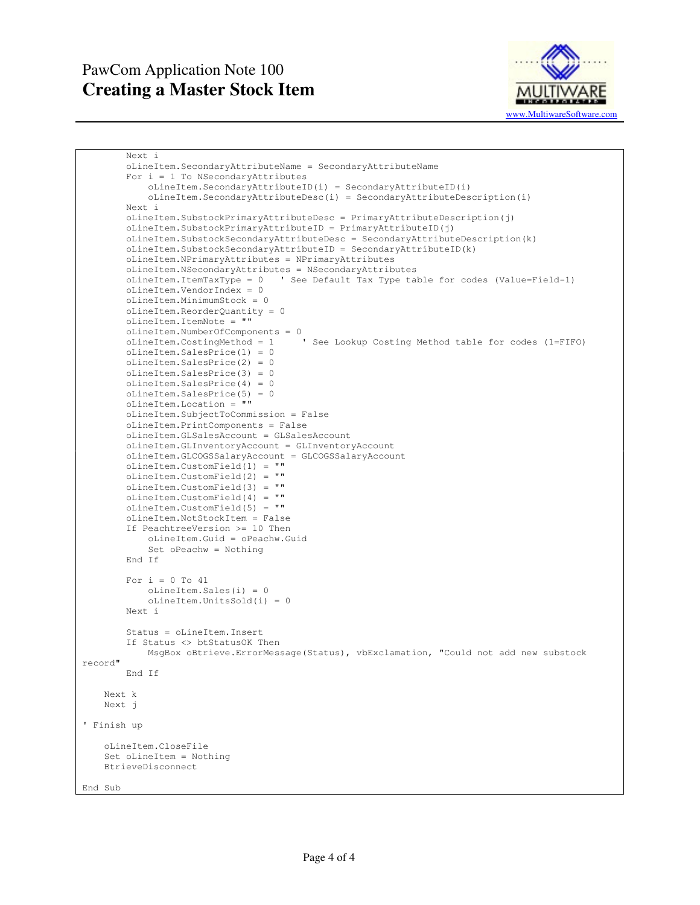```
        Next i
        oLineItem.SecondaryAttributeName = SecondaryAttributeName
        For i = 1 To NSecondaryAttributes
            oLineItem.SecondaryAttributeID(i) = SecondaryAttributeID(i)
            oLineItem.SecondaryAttributeDesc(i) = SecondaryAttributeDescription(i)
        Next i
        oLineItem.SubstockPrimaryAttributeDesc = PrimaryAttributeDescription(j)
        oLineItem.SubstockPrimaryAttributeID = PrimaryAttributeID(j)
        oLineItem.SubstockSecondaryAttributeDesc = SecondaryAttributeDescription(k)
        oLineItem.SubstockSecondaryAttributeID = SecondaryAttributeID(k)
        oLineItem.NPrimaryAttributes = NPrimaryAttributes
        oLineItem.NSecondaryAttributes = NSecondaryAttributes
        oLineItem.ItemTaxType = 0   ' See Default Tax Type table for codes (Value=Field-1)
        oLineItem.VendorIndex = 0
        oLineItem.MinimumStock = 0
        oLineItem.ReorderQuantity = 0
        oLineItem.ItemNote = ""
        oLineItem.NumberOfComponents = 0
        oLineItem.CostingMethod = 1     ' See Lookup Costing Method table for codes (1=FIFO)
        oLineItem.SalesPrice(1) = 0
        oLineItem.SalesPrice(2) = 0
        oLineItem.SalesPrice(3) = 0
        oLineItem.SalesPrice(4) = 0
        oLineItem.SalesPrice(5) = 0
        oLineItem.Location = ""
        oLineItem.SubjectToCommission = False
        oLineItem.PrintComponents = False
        oLineItem.GLSalesAccount = GLSalesAccount
        oLineItem.GLInventoryAccount = GLInventoryAccount
        oLineItem.GLCOGSSalaryAccount = GLCOGSSalaryAccount
        oLineItem.CustomField(1) = ""
        oLineItem.CustomField(2) = ""
        oLineItem.CustomField(3) = ""
        oLineItem.CustomField(4) = ""
        oLineItem.CustomField(5) = ""
        oLineItem.NotStockItem = False
        If PeachtreeVersion >= 10 Then
            oLineItem.Guid = oPeachw.Guid
            Set oPeachw = Nothing
        End If

        For i = 0 To 41
            oLineItem.Sales(i) = 0
            oLineItem.UnitsSold(i) = 0
        Next i

        Status = oLineItem.Insert
        If Status <> btStatusOK Then
            MsgBox oBtrieve.ErrorMessage(Status), vbExclamation, "Could not add new substock
record"
        End If

    Next k
    Next j

' Finish up

    oLineItem.CloseFile
    Set oLineItem = Nothing
    BtrieveDisconnect

End Sub
```